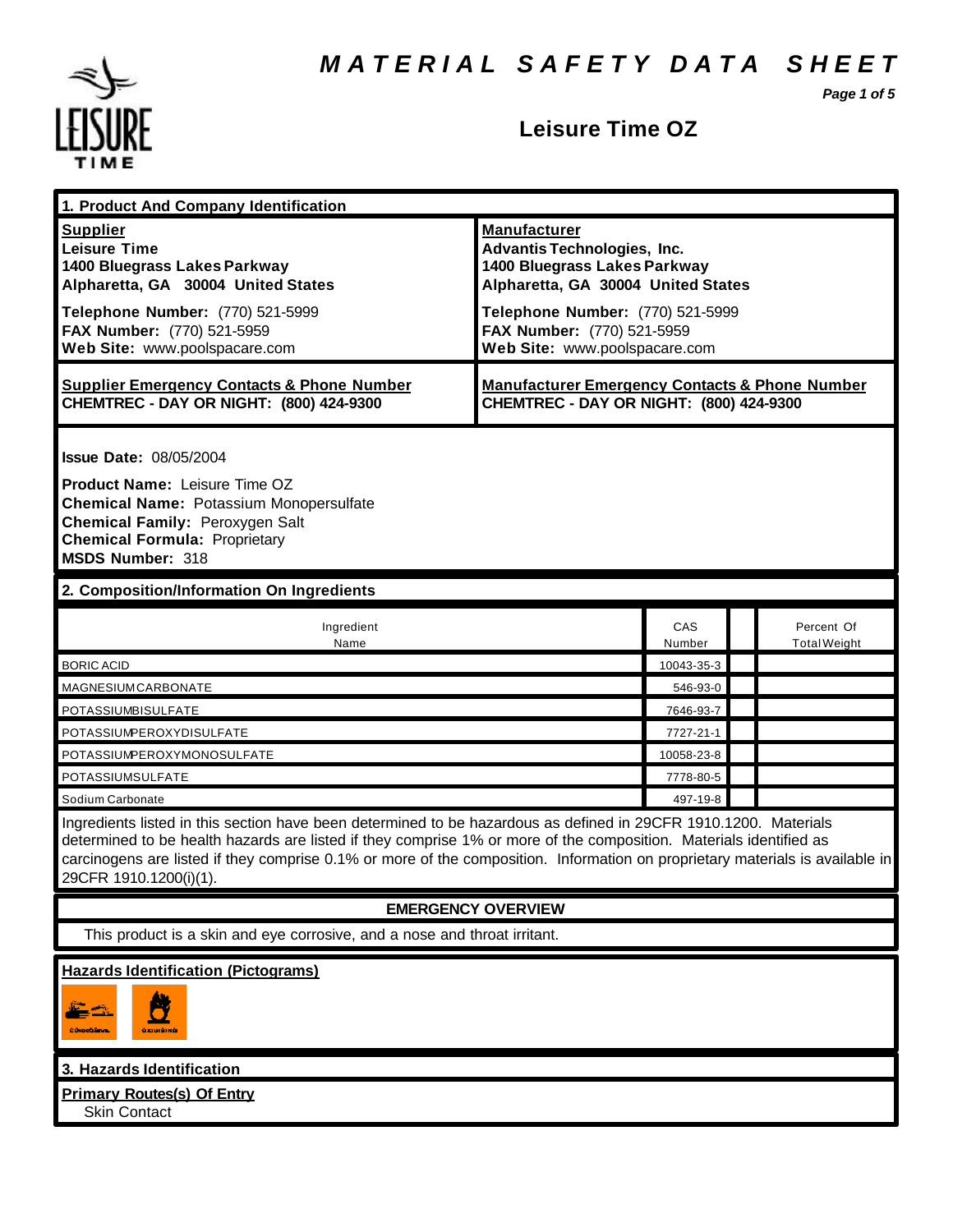# MATERIAL SAFETY DATA SHEET

## Leisure Time OZ

## 1. Product And Company Identification

| **Supplier** | **Manufacturer** |
|---|---|
| **Leisure Time**<br>**1400 Bluegrass Lakes Parkway**<br>**Alpharetta, GA 30004 United States** | **Advantis Technologies, Inc.**<br>**1400 Bluegrass Lakes Parkway**<br>**Alpharetta, GA 30004 United States** |
| **Telephone Number:** (770) 521-5999<br>**FAX Number:** (770) 521-5959<br>**Web Site:** www.poolspacare.com | **Telephone Number:** (770) 521-5999<br>**FAX Number:** (770) 521-5959<br>**Web Site:** www.poolspacare.com |
| **Supplier Emergency Contacts & Phone Number**<br>**CHEMTREC - DAY OR NIGHT: (800) 424-9300** | **Manufacturer Emergency Contacts & Phone Number**<br>**CHEMTREC - DAY OR NIGHT: (800) 424-9300** |

**Issue Date:** 08/05/2004

**Product Name:** Leisure Time OZ
**Chemical Name:** Potassium Monopersulfate
**Chemical Family:** Peroxygen Salt
**Chemical Formula:** Proprietary
**MSDS Number:** 318

## 2. Composition/Information On Ingredients

| Ingredient Name | CAS Number | | Percent Of Total Weight |
|---|---|---|---|
| BORIC ACID | 10043-35-3 | | |
| MAGNESIUM CARBONATE | 546-93-0 | | |
| POTASSIUM BISULFATE | 7646-93-7 | | |
| POTASSIUM PEROXYDISULFATE | 7727-21-1 | | |
| POTASSIUM PEROXYMONOSULFATE | 10058-23-8 | | |
| POTASSIUM SULFATE | 7778-80-5 | | |
| Sodium Carbonate | 497-19-8 | | |

Ingredients listed in this section have been determined to be hazardous as defined in 29CFR 1910.1200. Materials determined to be health hazards are listed if they comprise 1% or more of the composition. Materials identified as carcinogens are listed if they comprise 0.1% or more of the composition. Information on proprietary materials is available in 29CFR 1910.1200(i)(1).

**EMERGENCY OVERVIEW**

This product is a skin and eye corrosive, and a nose and throat irritant.

**Hazards Identification (Pictograms)**

## 3. Hazards Identification

**Primary Routes(s) Of Entry**

Skin Contact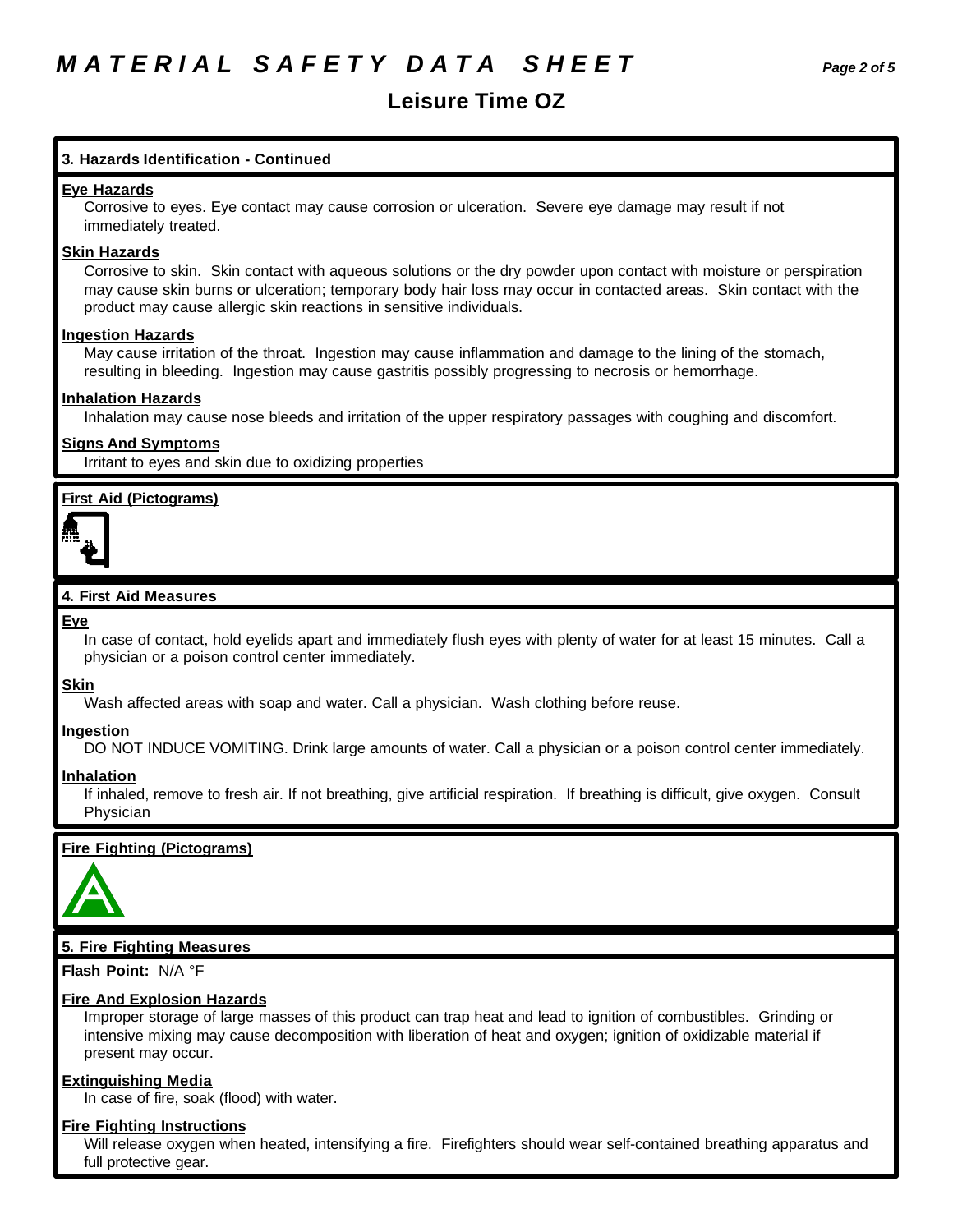# Leisure Time OZ

## 3. Hazards Identification - Continued

**Eye Hazards**

Corrosive to eyes. Eye contact may cause corrosion or ulceration. Severe eye damage may result if not immediately treated.

**Skin Hazards**

Corrosive to skin. Skin contact with aqueous solutions or the dry powder upon contact with moisture or perspiration may cause skin burns or ulceration; temporary body hair loss may occur in contacted areas. Skin contact with the product may cause allergic skin reactions in sensitive individuals.

**Ingestion Hazards**

May cause irritation of the throat. Ingestion may cause inflammation and damage to the lining of the stomach, resulting in bleeding. Ingestion may cause gastritis possibly progressing to necrosis or hemorrhage.

**Inhalation Hazards**

Inhalation may cause nose bleeds and irritation of the upper respiratory passages with coughing and discomfort.

**Signs And Symptoms**

Irritant to eyes and skin due to oxidizing properties

**First Aid (Pictograms)**

## 4. First Aid Measures

**Eye**

In case of contact, hold eyelids apart and immediately flush eyes with plenty of water for at least 15 minutes. Call a physician or a poison control center immediately.

**Skin**

Wash affected areas with soap and water. Call a physician. Wash clothing before reuse.

**Ingestion**

DO NOT INDUCE VOMITING. Drink large amounts of water. Call a physician or a poison control center immediately.

**Inhalation**

If inhaled, remove to fresh air. If not breathing, give artificial respiration. If breathing is difficult, give oxygen. Consult Physician

**Fire Fighting (Pictograms)**

## 5. Fire Fighting Measures

**Flash Point:** N/A °F

**Fire And Explosion Hazards**

Improper storage of large masses of this product can trap heat and lead to ignition of combustibles. Grinding or intensive mixing may cause decomposition with liberation of heat and oxygen; ignition of oxidizable material if present may occur.

**Extinguishing Media**

In case of fire, soak (flood) with water.

**Fire Fighting Instructions**

Will release oxygen when heated, intensifying a fire. Firefighters should wear self-contained breathing apparatus and full protective gear.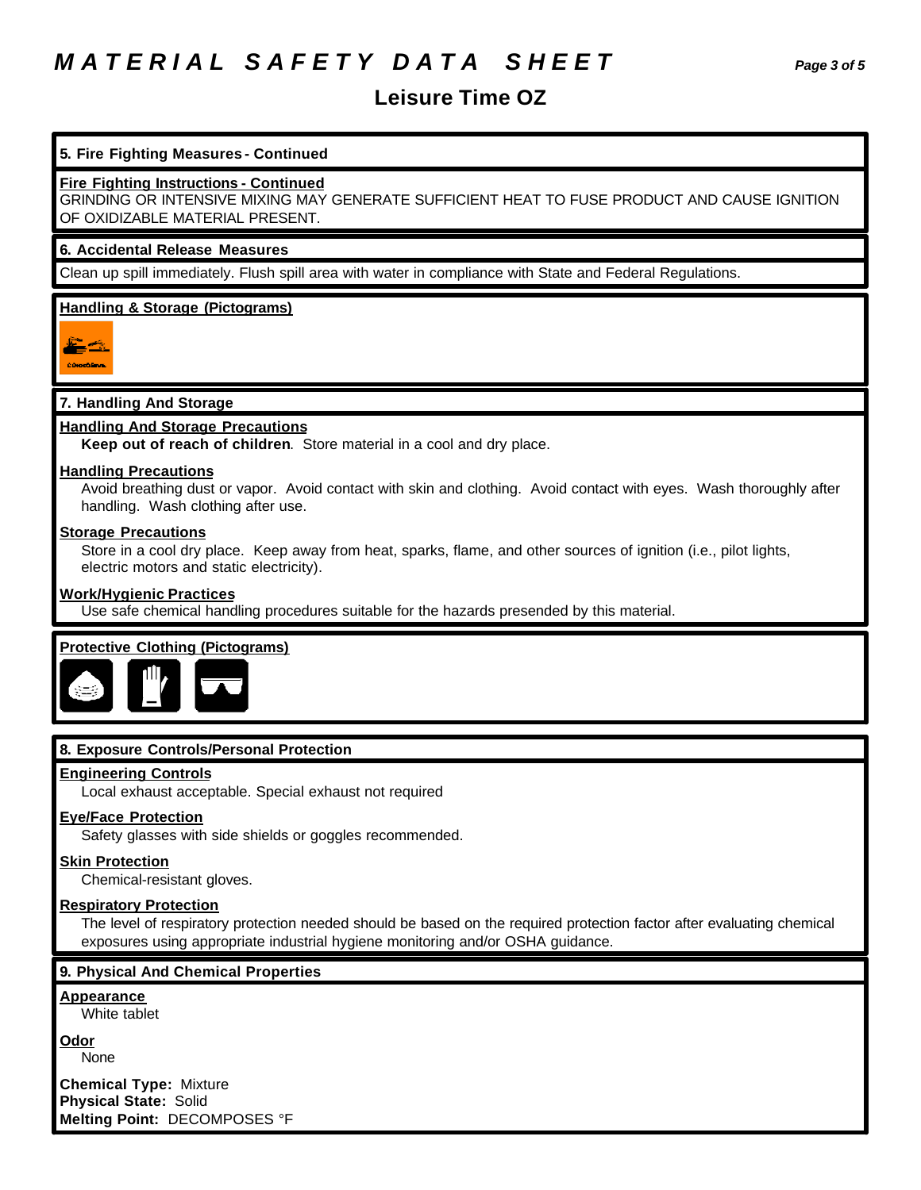# MATERIAL SAFETY DATA SHEET

## Leisure Time OZ

### 5. Fire Fighting Measures - Continued

**Fire Fighting Instructions - Continued**

GRINDING OR INTENSIVE MIXING MAY GENERATE SUFFICIENT HEAT TO FUSE PRODUCT AND CAUSE IGNITION OF OXIDIZABLE MATERIAL PRESENT.

### 6. Accidental Release Measures

Clean up spill immediately. Flush spill area with water in compliance with State and Federal Regulations.

**Handling & Storage (Pictograms)**

### 7. Handling And Storage

**Handling And Storage Precautions**

**Keep out of reach of children**. Store material in a cool and dry place.

**Handling Precautions**

Avoid breathing dust or vapor. Avoid contact with skin and clothing. Avoid contact with eyes. Wash thoroughly after handling. Wash clothing after use.

**Storage Precautions**

Store in a cool dry place. Keep away from heat, sparks, flame, and other sources of ignition (i.e., pilot lights, electric motors and static electricity).

**Work/Hygienic Practices**

Use safe chemical handling procedures suitable for the hazards presended by this material.

**Protective Clothing (Pictograms)**

### 8. Exposure Controls/Personal Protection

**Engineering Controls**

Local exhaust acceptable. Special exhaust not required

**Eye/Face Protection**

Safety glasses with side shields or goggles recommended.

**Skin Protection**

Chemical-resistant gloves.

**Respiratory Protection**

The level of respiratory protection needed should be based on the required protection factor after evaluating chemical exposures using appropriate industrial hygiene monitoring and/or OSHA guidance.

### 9. Physical And Chemical Properties

**Appearance**

White tablet

**Odor**

None

**Chemical Type:** Mixture
**Physical State:** Solid
**Melting Point:** DECOMPOSES °F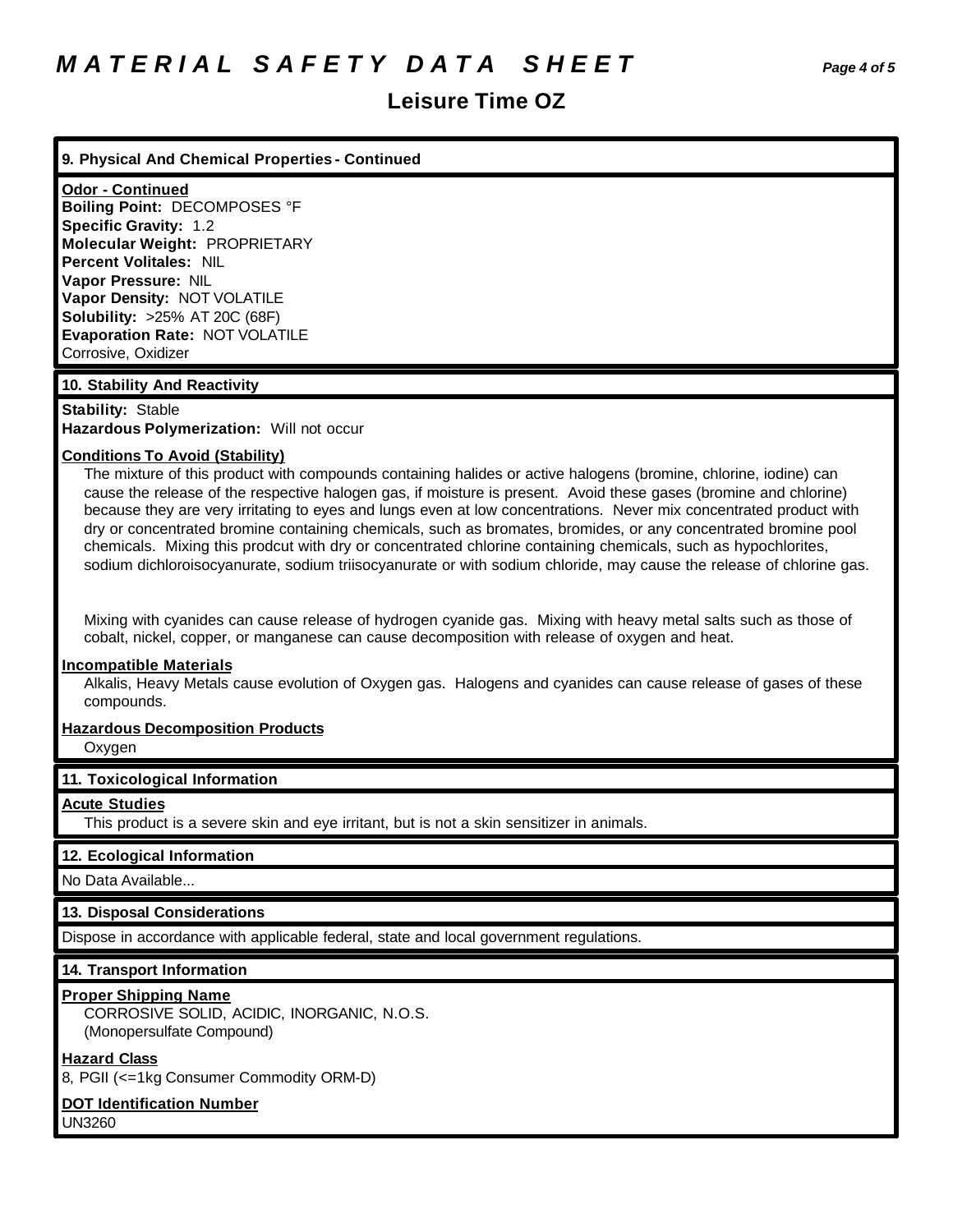## 9. Physical And Chemical Properties - Continued

**Odor - Continued**

**Boiling Point:** DECOMPOSES °F
**Specific Gravity:** 1.2
**Molecular Weight:** PROPRIETARY
**Percent Volitales:** NIL
**Vapor Pressure:** NIL
**Vapor Density:** NOT VOLATILE
**Solubility:** >25% AT 20C (68F)
**Evaporation Rate:** NOT VOLATILE
Corrosive, Oxidizer

## 10. Stability And Reactivity

**Stability:** Stable
**Hazardous Polymerization:** Will not occur

**Conditions To Avoid (Stability)**

The mixture of this product with compounds containing halides or active halogens (bromine, chlorine, iodine) can cause the release of the respective halogen gas, if moisture is present. Avoid these gases (bromine and chlorine) because they are very irritating to eyes and lungs even at low concentrations. Never mix concentrated product with dry or concentrated bromine containing chemicals, such as bromates, bromides, or any concentrated bromine pool chemicals. Mixing this prodcut with dry or concentrated chlorine containing chemicals, such as hypochlorites, sodium dichloroisocyanurate, sodium triisocyanurate or with sodium chloride, may cause the release of chlorine gas.

Mixing with cyanides can cause release of hydrogen cyanide gas. Mixing with heavy metal salts such as those of cobalt, nickel, copper, or manganese can cause decomposition with release of oxygen and heat.

**Incompatible Materials**

Alkalis, Heavy Metals cause evolution of Oxygen gas. Halogens and cyanides can cause release of gases of these compounds.

**Hazardous Decomposition Products**

Oxygen

## 11. Toxicological Information

**Acute Studies**

This product is a severe skin and eye irritant, but is not a skin sensitizer in animals.

## 12. Ecological Information

No Data Available...

## 13. Disposal Considerations

Dispose in accordance with applicable federal, state and local government regulations.

## 14. Transport Information

**Proper Shipping Name**

CORROSIVE SOLID, ACIDIC, INORGANIC, N.O.S.
(Monopersulfate Compound)

**Hazard Class**

8, PGII (<=1kg Consumer Commodity ORM-D)

**DOT Identification Number**

UN3260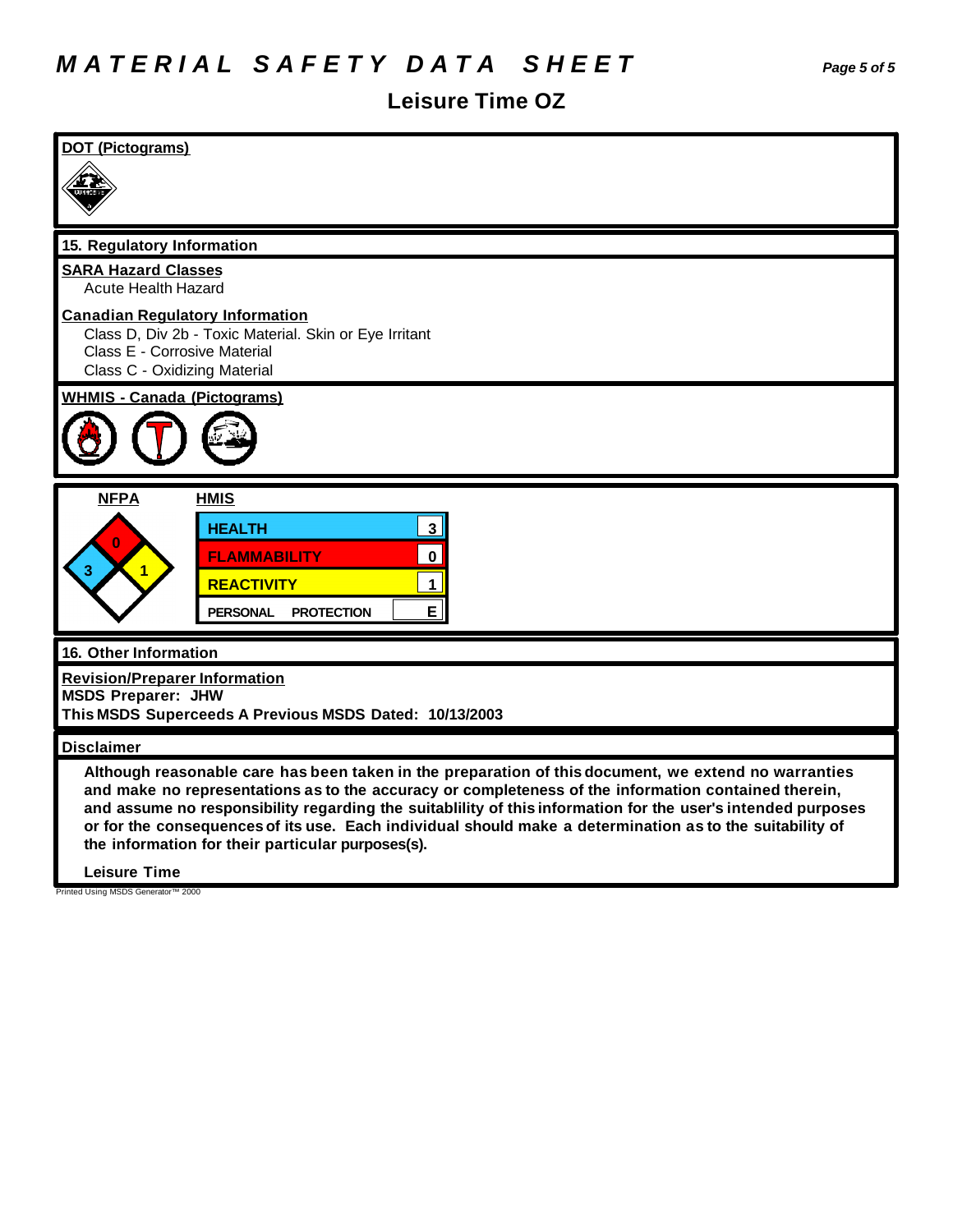# MATERIAL SAFETY DATA SHEET

## Leisure Time OZ

**DOT (Pictograms)**

## 15. Regulatory Information

**SARA Hazard Classes**

Acute Health Hazard

**Canadian Regulatory Information**

Class D, Div 2b - Toxic Material. Skin or Eye Irritant
Class E - Corrosive Material
Class C - Oxidizing Material

**WHMIS - Canada (Pictograms)**

**NFPA**

- Flammability: 0
- Health: 3
- Reactivity: 1

**HMIS**

| | |
|---|---|
| HEALTH | 3 |
| FLAMMABILITY | 0 |
| REACTIVITY | 1 |
| PERSONAL PROTECTION | E |

## 16. Other Information

**Revision/Preparer Information**

**MSDS Preparer: JHW**

**This MSDS Superceeds A Previous MSDS Dated: 10/13/2003**

**Disclaimer**

**Although reasonable care has been taken in the preparation of this document, we extend no warranties and make no representations as to the accuracy or completeness of the information contained therein, and assume no responsibility regarding the suitablility of this information for the user's intended purposes or for the consequences of its use. Each individual should make a determination as to the suitability of the information for their particular purposes(s).**

**Leisure Time**

Printed Using MSDS Generator™ 2000